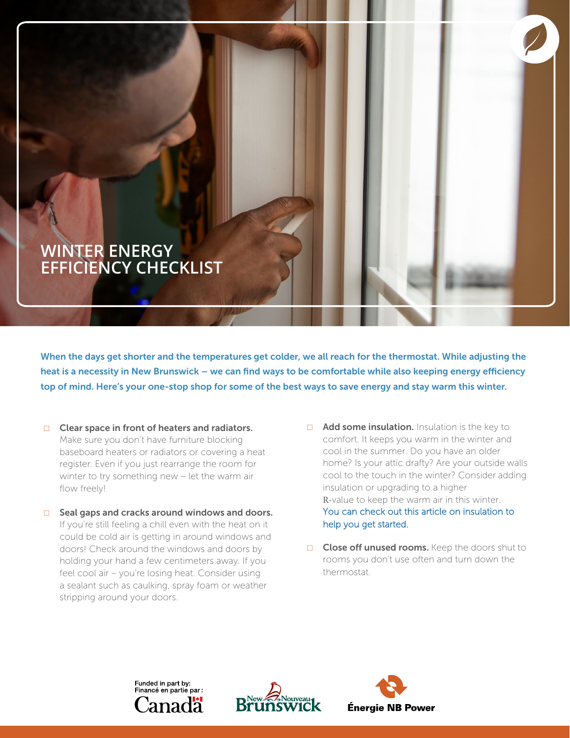# WINTER ENERGY EFFICIENCY CHECKLIST

**When the days get shorter and the temperatures get colder, we all reach for the thermostat. While adjusting the heat is a necessity in New Brunswick – we can find ways to be comfortable while also keeping energy efficiency top of mind. Here's your one-stop shop for some of the best ways to save energy and stay warm this winter.**

- ☐ **Clear space in front of heaters and radiators.** Make sure you don't have furniture blocking baseboard heaters or radiators or covering a heat register. Even if you just rearrange the room for winter to try something new – let the warm air flow freely!

- ☐ **Seal gaps and cracks around windows and doors.** If you're still feeling a chill even with the heat on it could be cold air is getting in around windows and doors! Check around the windows and doors by holding your hand a few centimeters away. If you feel cool air – you're losing heat. Consider using a sealant such as caulking, spray foam or weather stripping around your doors.

- ☐ **Add some insulation.** Insulation is the key to comfort. It keeps you warm in the winter and cool in the summer. Do you have an older home? Is your attic drafty? Are your outside walls cool to the touch in the winter? Consider adding insulation or upgrading to a higher R-value to keep the warm air in this winter. You can check out this article on insulation to help you get started.

- ☐ **Close off unused rooms.** Keep the doors shut to rooms you don't use often and turn down the thermostat.

Funded in part by:
Financé en partie par:
Canada

New Nouveau Brunswick

Énergie NB Power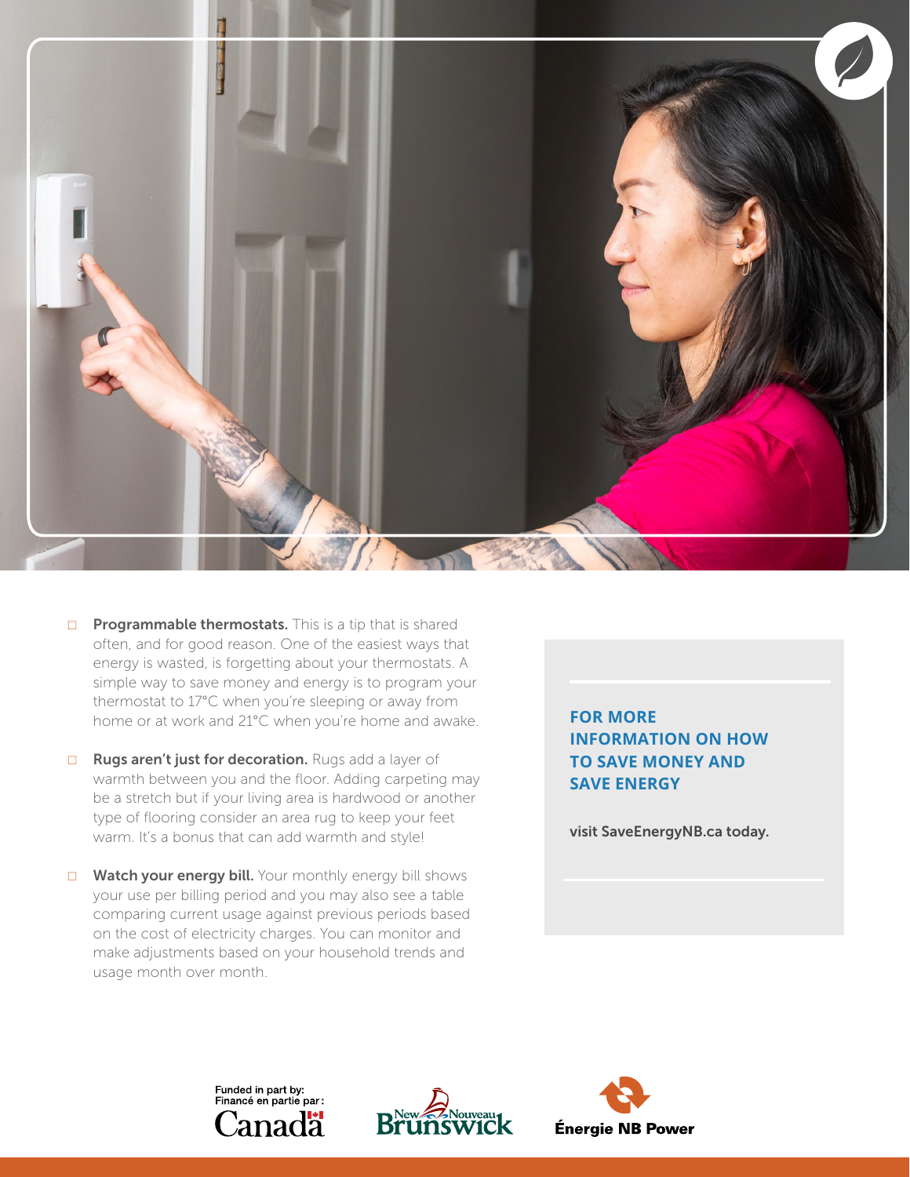- **Programmable thermostats.** This is a tip that is shared often, and for good reason. One of the easiest ways that energy is wasted, is forgetting about your thermostats. A simple way to save money and energy is to program your thermostat to 17°C when you're sleeping or away from home or at work and 21°C when you're home and awake.
- **Rugs aren't just for decoration.** Rugs add a layer of warmth between you and the floor. Adding carpeting may be a stretch but if your living area is hardwood or another type of flooring consider an area rug to keep your feet warm. It's a bonus that can add warmth and style!
- **Watch your energy bill.** Your monthly energy bill shows your use per billing period and you may also see a table comparing current usage against previous periods based on the cost of electricity charges. You can monitor and make adjustments based on your household trends and usage month over month.

**FOR MORE INFORMATION ON HOW TO SAVE MONEY AND SAVE ENERGY**

**visit SaveEnergyNB.ca today.**

Funded in part by:
Financé en partie par:
Canada

New Nouveau Brunswick

Énergie NB Power